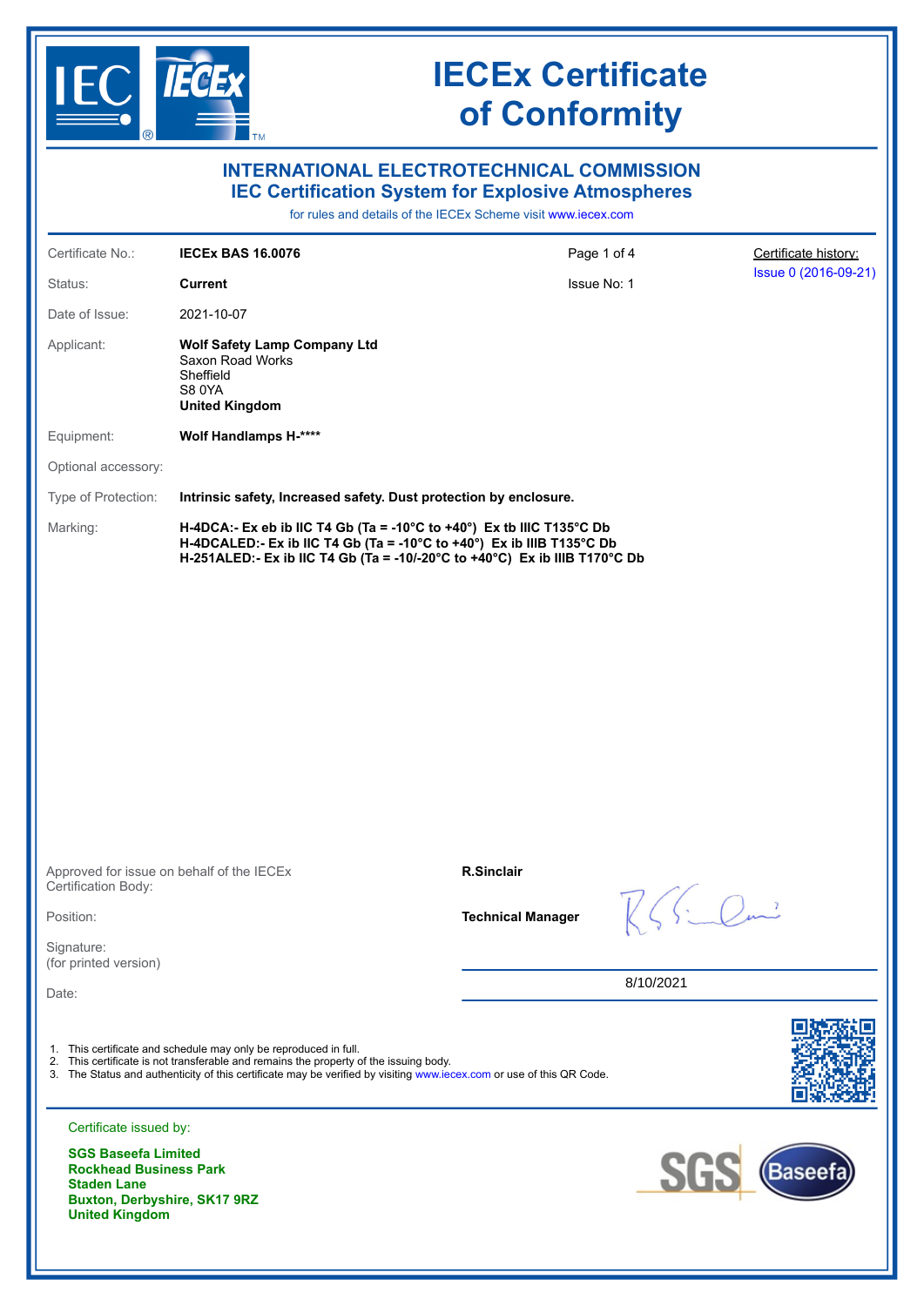# IECEx Certificate of Conformity

## INTERNATIONAL ELECTROTECHNICAL COMMISSION
## IEC Certification System for Explosive Atmospheres

for rules and details of the IECEx Scheme visit www.iecex.com

| | | | |
|---|---|---|---|
| Certificate No.: | **IECEx BAS 16.0076** | Page 1 of 4 | Certificate history: |
| Status: | **Current** | Issue No: 1 | Issue 0 (2016-09-21) |
| Date of Issue: | 2021-10-07 | | |
| Applicant: | **Wolf Safety Lamp Company Ltd**<br>Saxon Road Works<br>Sheffield<br>S8 0YA<br>**United Kingdom** | | |
| Equipment: | **Wolf Handlamps H-****** | | |
| Optional accessory: | | | |
| Type of Protection: | **Intrinsic safety, Increased safety. Dust protection by enclosure.** | | |
| Marking: | **H-4DCA:- Ex eb ib IIC T4 Gb (Ta = -10°C to +40°) Ex tb IIIC T135°C Db**<br>**H-4DCALED:- Ex ib IIC T4 Gb (Ta = -10°C to +40°) Ex ib IIIB T135°C Db**<br>**H-251ALED:- Ex ib IIC T4 Gb (Ta = -10/-20°C to +40°C) Ex ib IIIB T170°C Db** | | |

| | |
|---|---|
| Approved for issue on behalf of the IECEx Certification Body: | **R.Sinclair** |
| Position: | **Technical Manager** |
| Signature: (for printed version) | |
| Date: | 8/10/2021 |

1. This certificate and schedule may only be reproduced in full.
2. This certificate is not transferable and remains the property of the issuing body.
3. The Status and authenticity of this certificate may be verified by visiting www.iecex.com or use of this QR Code.

Certificate issued by:

**SGS Baseefa Limited**
**Rockhead Business Park**
**Staden Lane**
**Buxton, Derbyshire, SK17 9RZ**
**United Kingdom**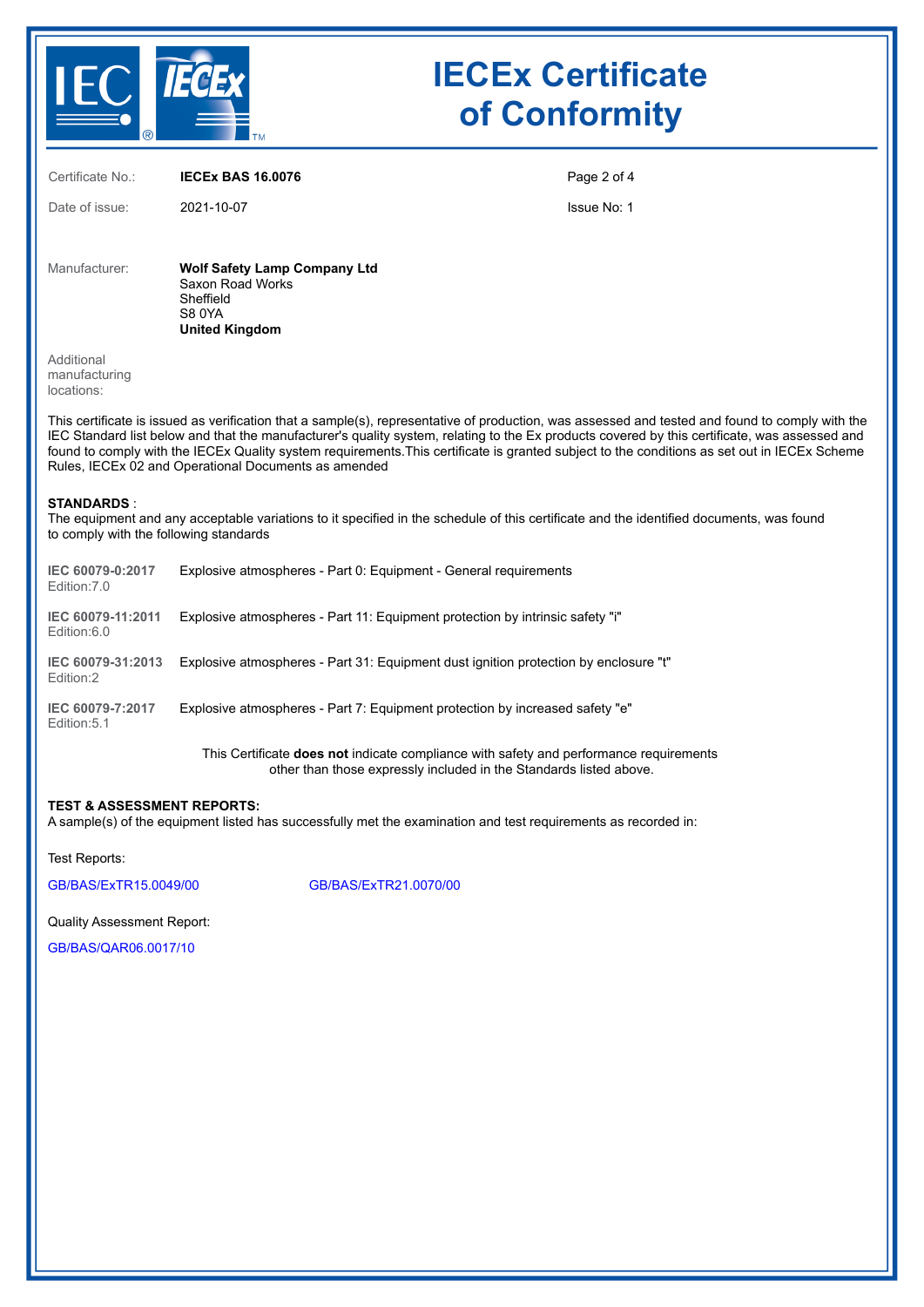# IECEx Certificate of Conformity

Certificate No.: **IECEx BAS 16.0076**

Date of issue: 2021-10-07

Issue No: 1

Manufacturer: **Wolf Safety Lamp Company Ltd**
Saxon Road Works
Sheffield
S8 0YA
**United Kingdom**

Additional manufacturing locations:

This certificate is issued as verification that a sample(s), representative of production, was assessed and tested and found to comply with the IEC Standard list below and that the manufacturer's quality system, relating to the Ex products covered by this certificate, was assessed and found to comply with the IECEx Quality system requirements.This certificate is granted subject to the conditions as set out in IECEx Scheme Rules, IECEx 02 and Operational Documents as amended

**STANDARDS** :
The equipment and any acceptable variations to it specified in the schedule of this certificate and the identified documents, was found to comply with the following standards

| | |
|---|---|
| **IEC 60079-0:2017** Edition:7.0 | Explosive atmospheres - Part 0: Equipment - General requirements |
| **IEC 60079-11:2011** Edition:6.0 | Explosive atmospheres - Part 11: Equipment protection by intrinsic safety "i" |
| **IEC 60079-31:2013** Edition:2 | Explosive atmospheres - Part 31: Equipment dust ignition protection by enclosure "t" |
| **IEC 60079-7:2017** Edition:5.1 | Explosive atmospheres - Part 7: Equipment protection by increased safety "e" |

This Certificate **does not** indicate compliance with safety and performance requirements other than those expressly included in the Standards listed above.

**TEST & ASSESSMENT REPORTS:**
A sample(s) of the equipment listed has successfully met the examination and test requirements as recorded in:

Test Reports:

GB/BAS/ExTR15.0049/00    GB/BAS/ExTR21.0070/00

Quality Assessment Report:

GB/BAS/QAR06.0017/10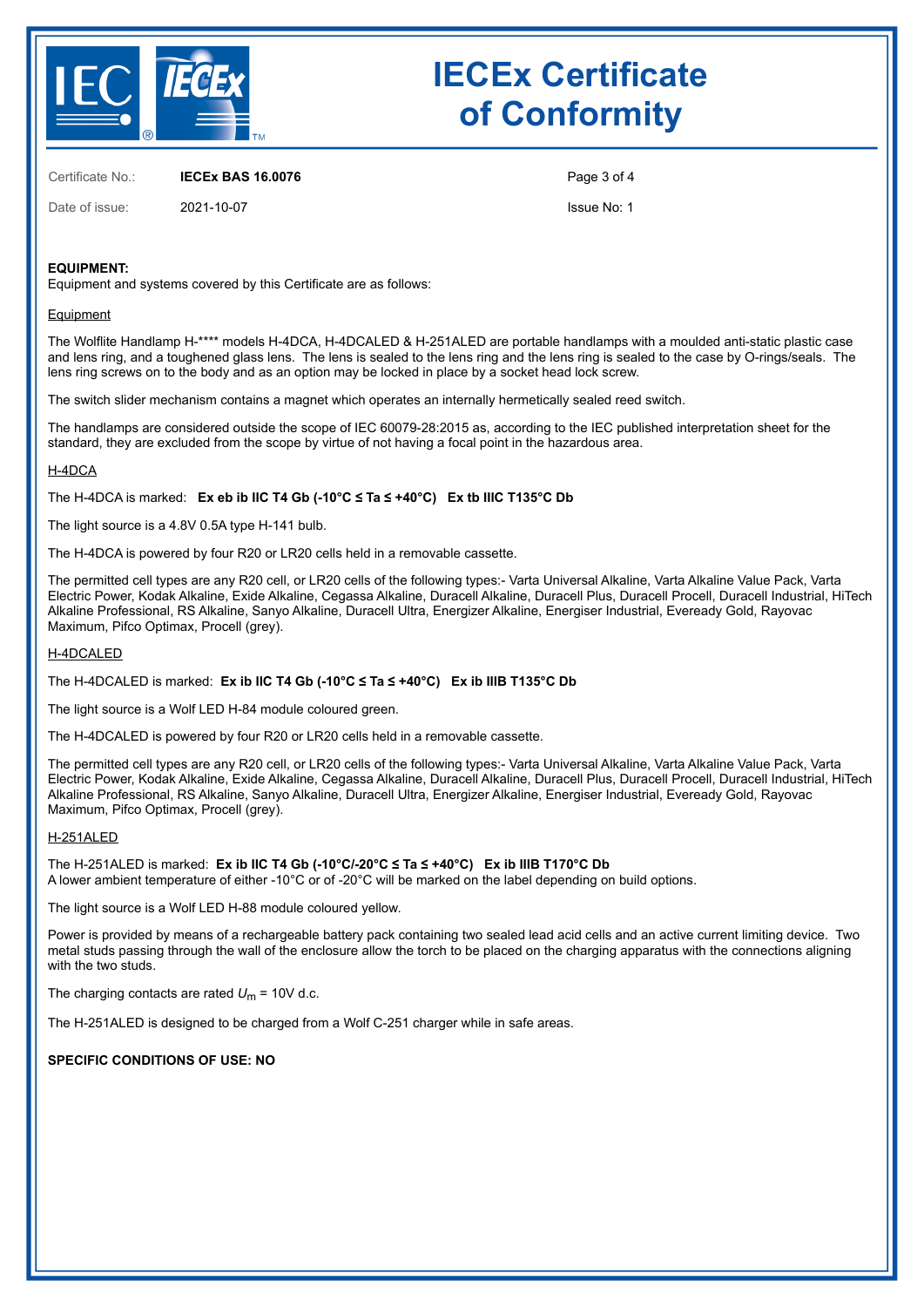**EQUIPMENT:**
Equipment and systems covered by this Certificate are as follows:

Equipment

The Wolflite Handlamp H-**** models H-4DCA, H-4DCALED & H-251ALED are portable handlamps with a moulded anti-static plastic case and lens ring, and a toughened glass lens. The lens is sealed to the lens ring and the lens ring is sealed to the case by O-rings/seals. The lens ring screws on to the body and as an option may be locked in place by a socket head lock screw.

The switch slider mechanism contains a magnet which operates an internally hermetically sealed reed switch.

The handlamps are considered outside the scope of IEC 60079-28:2015 as, according to the IEC published interpretation sheet for the standard, they are excluded from the scope by virtue of not having a focal point in the hazardous area.

H-4DCA

The H-4DCA is marked: **Ex eb ib IIC T4 Gb (-10°C ≤ Ta ≤ +40°C) Ex tb IIIC T135°C Db**

The light source is a 4.8V 0.5A type H-141 bulb.

The H-4DCA is powered by four R20 or LR20 cells held in a removable cassette.

The permitted cell types are any R20 cell, or LR20 cells of the following types:- Varta Universal Alkaline, Varta Alkaline Value Pack, Varta Electric Power, Kodak Alkaline, Exide Alkaline, Cegassa Alkaline, Duracell Alkaline, Duracell Plus, Duracell Procell, Duracell Industrial, HiTech Alkaline Professional, RS Alkaline, Sanyo Alkaline, Duracell Ultra, Energizer Alkaline, Energiser Industrial, Eveready Gold, Rayovac Maximum, Pifco Optimax, Procell (grey).

H-4DCALED

The H-4DCALED is marked: **Ex ib IIC T4 Gb (-10°C ≤ Ta ≤ +40°C) Ex ib IIIB T135°C Db**

The light source is a Wolf LED H-84 module coloured green.

The H-4DCALED is powered by four R20 or LR20 cells held in a removable cassette.

The permitted cell types are any R20 cell, or LR20 cells of the following types:- Varta Universal Alkaline, Varta Alkaline Value Pack, Varta Electric Power, Kodak Alkaline, Exide Alkaline, Cegassa Alkaline, Duracell Alkaline, Duracell Plus, Duracell Procell, Duracell Industrial, HiTech Alkaline Professional, RS Alkaline, Sanyo Alkaline, Duracell Ultra, Energizer Alkaline, Energiser Industrial, Eveready Gold, Rayovac Maximum, Pifco Optimax, Procell (grey).

H-251ALED

The H-251ALED is marked: **Ex ib IIC T4 Gb (-10°C/-20°C ≤ Ta ≤ +40°C) Ex ib IIIB T170°C Db**
A lower ambient temperature of either -10°C or of -20°C will be marked on the label depending on build options.

The light source is a Wolf LED H-88 module coloured yellow.

Power is provided by means of a rechargeable battery pack containing two sealed lead acid cells and an active current limiting device. Two metal studs passing through the wall of the enclosure allow the torch to be placed on the charging apparatus with the connections aligning with the two studs.

The charging contacts are rated $U_m$ = 10V d.c.

The H-251ALED is designed to be charged from a Wolf C-251 charger while in safe areas.

**SPECIFIC CONDITIONS OF USE: NO**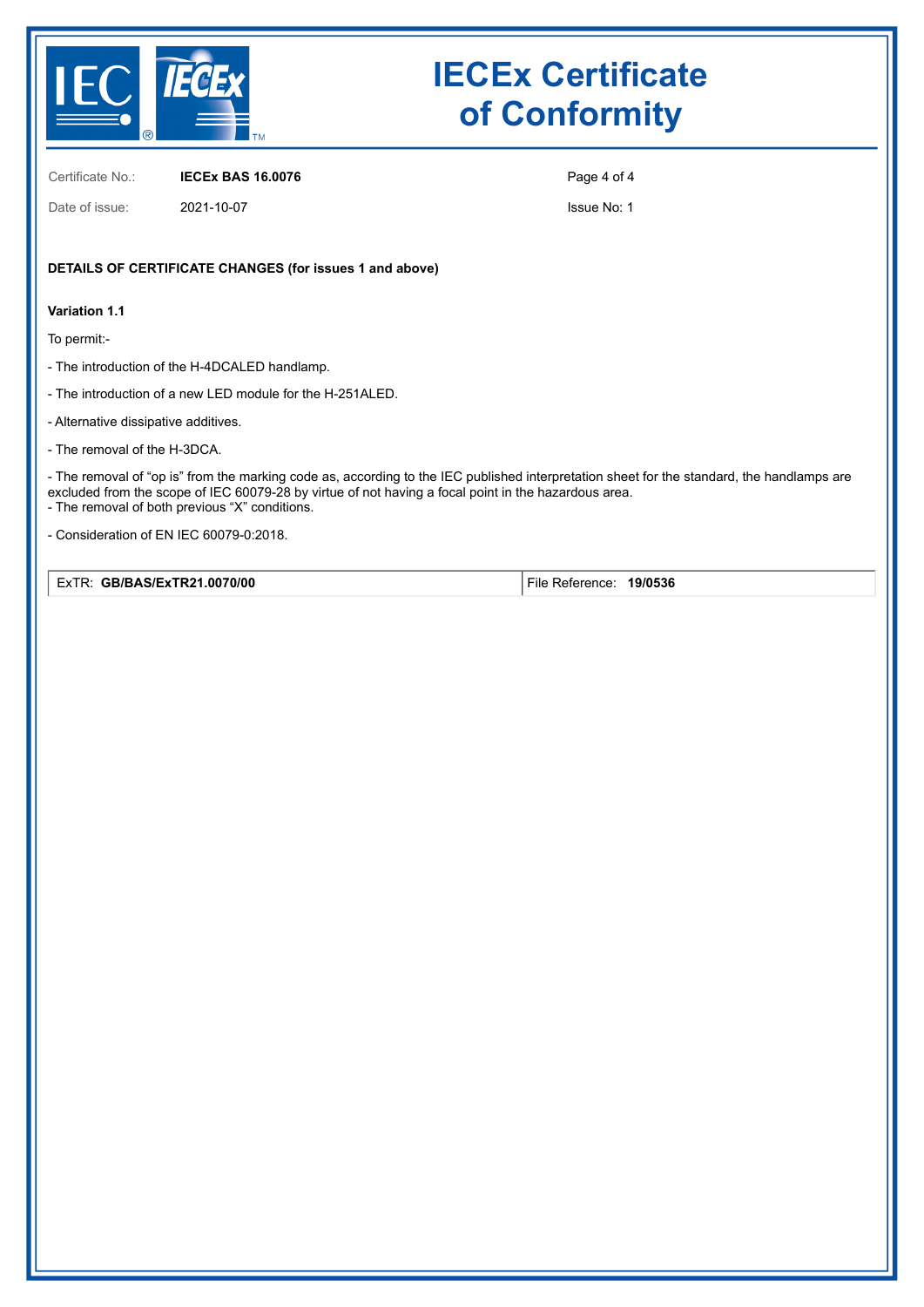# IECEx Certificate of Conformity

Certificate No.: **IECEx BAS 16.0076**

Date of issue: 2021-10-07

Issue No: 1

**DETAILS OF CERTIFICATE CHANGES (for issues 1 and above)**

**Variation 1.1**

To permit:-

- The introduction of the H-4DCALED handlamp.

- The introduction of a new LED module for the H-251ALED.

- Alternative dissipative additives.

- The removal of the H-3DCA.

- The removal of “op is” from the marking code as, according to the IEC published interpretation sheet for the standard, the handlamps are excluded from the scope of IEC 60079-28 by virtue of not having a focal point in the hazardous area.
- The removal of both previous “X” conditions.

- Consideration of EN IEC 60079-0:2018.

| | |
|---|---|
| ExTR: **GB/BAS/ExTR21.0070/00** | File Reference: **19/0536** |